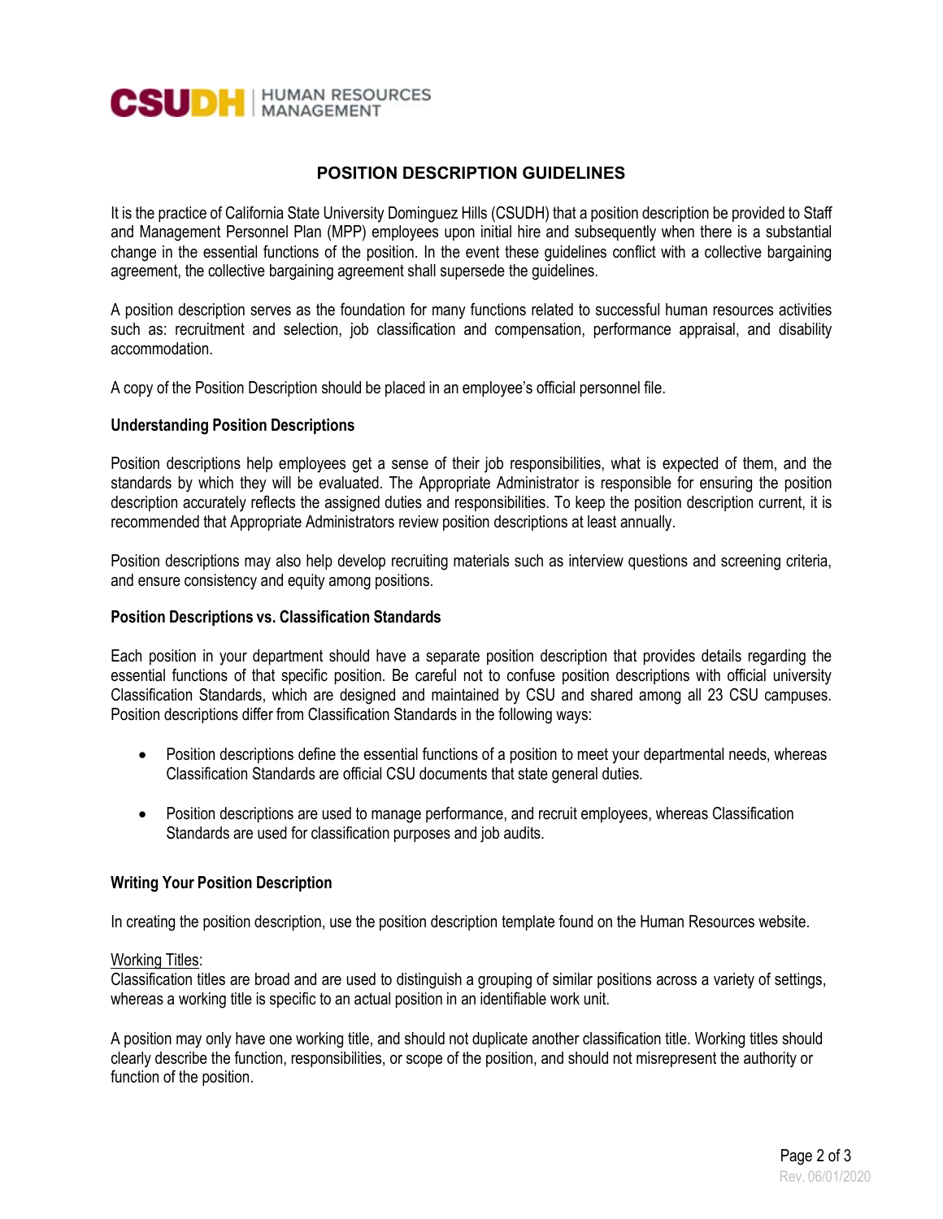# POSITION DESCRIPTION GUIDELINES

It is the practice of California State University Dominguez Hills (CSUDH) that a position description be provided to Staff and Management Personnel Plan (MPP) employees upon initial hire and subsequently when there is a substantial change in the essential functions of the position. In the event these guidelines conflict with a collective bargaining agreement, the collective bargaining agreement shall supersede the guidelines.

A position description serves as the foundation for many functions related to successful human resources activities such as: recruitment and selection, job classification and compensation, performance appraisal, and disability accommodation.

A copy of the Position Description should be placed in an employee's official personnel file.

### Understanding Position Descriptions

Position descriptions help employees get a sense of their job responsibilities, what is expected of them, and the standards by which they will be evaluated. The Appropriate Administrator is responsible for ensuring the position description accurately reflects the assigned duties and responsibilities. To keep the position description current, it is recommended that Appropriate Administrators review position descriptions at least annually.

Position descriptions may also help develop recruiting materials such as interview questions and screening criteria, and ensure consistency and equity among positions.

### Position Descriptions vs. Classification Standards

Each position in your department should have a separate position description that provides details regarding the essential functions of that specific position. Be careful not to confuse position descriptions with official university Classification Standards, which are designed and maintained by CSU and shared among all 23 CSU campuses. Position descriptions differ from Classification Standards in the following ways:

- Position descriptions define the essential functions of a position to meet your departmental needs, whereas Classification Standards are official CSU documents that state general duties.
- Position descriptions are used to manage performance, and recruit employees, whereas Classification Standards are used for classification purposes and job audits.

### Writing Your Position Description

In creating the position description, use the position description template found on the Human Resources website.

Working Titles:
Classification titles are broad and are used to distinguish a grouping of similar positions across a variety of settings, whereas a working title is specific to an actual position in an identifiable work unit.

A position may only have one working title, and should not duplicate another classification title. Working titles should clearly describe the function, responsibilities, or scope of the position, and should not misrepresent the authority or function of the position.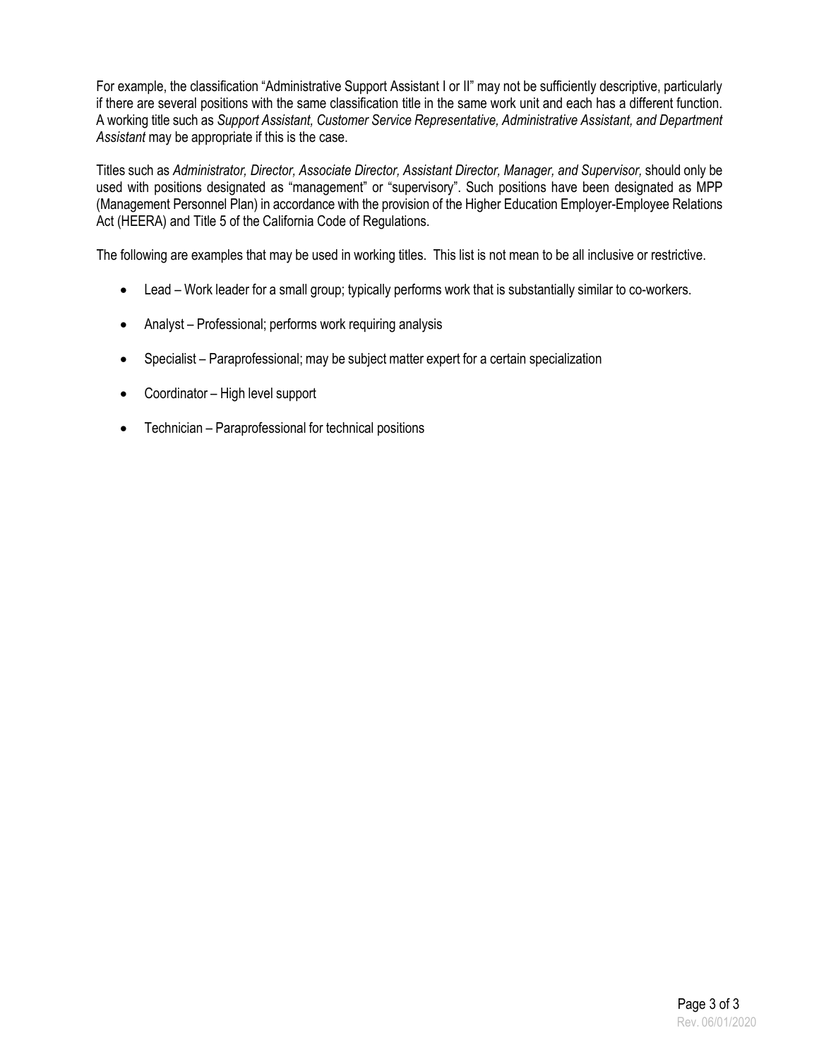For example, the classification "Administrative Support Assistant I or II" may not be sufficiently descriptive, particularly if there are several positions with the same classification title in the same work unit and each has a different function. A working title such as *Support Assistant, Customer Service Representative, Administrative Assistant, and Department Assistant* may be appropriate if this is the case.

Titles such as *Administrator, Director, Associate Director, Assistant Director, Manager, and Supervisor,* should only be used with positions designated as "management" or "supervisory". Such positions have been designated as MPP (Management Personnel Plan) in accordance with the provision of the Higher Education Employer-Employee Relations Act (HEERA) and Title 5 of the California Code of Regulations.

The following are examples that may be used in working titles. This list is not mean to be all inclusive or restrictive.

- Lead – Work leader for a small group; typically performs work that is substantially similar to co-workers.
- Analyst – Professional; performs work requiring analysis
- Specialist – Paraprofessional; may be subject matter expert for a certain specialization
- Coordinator – High level support
- Technician – Paraprofessional for technical positions